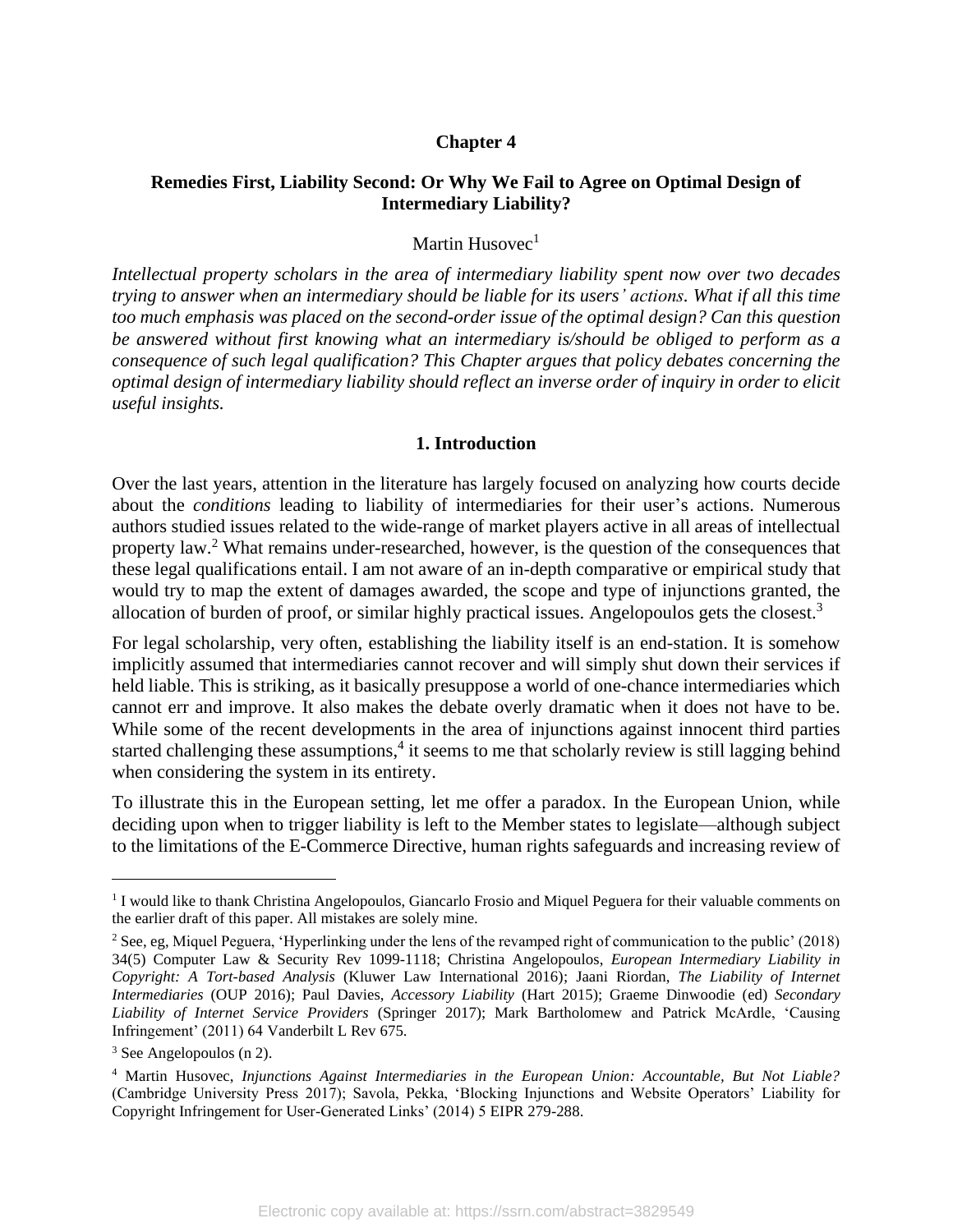**Chapter 4**

# Remedies First, Liability Second: Or Why We Fail to Agree on Optimal Design of Intermediary Liability?

Martin Husovec[1]

*Intellectual property scholars in the area of intermediary liability spent now over two decades trying to answer when an intermediary should be liable for its users' actions. What if all this time too much emphasis was placed on the second-order issue of the optimal design? Can this question be answered without first knowing what an intermediary is/should be obliged to perform as a consequence of such legal qualification? This Chapter argues that policy debates concerning the optimal design of intermediary liability should reflect an inverse order of inquiry in order to elicit useful insights.*

## 1. Introduction

Over the last years, attention in the literature has largely focused on analyzing how courts decide about the *conditions* leading to liability of intermediaries for their user's actions. Numerous authors studied issues related to the wide-range of market players active in all areas of intellectual property law.[2] What remains under-researched, however, is the question of the consequences that these legal qualifications entail. I am not aware of an in-depth comparative or empirical study that would try to map the extent of damages awarded, the scope and type of injunctions granted, the allocation of burden of proof, or similar highly practical issues. Angelopoulos gets the closest.[3]

For legal scholarship, very often, establishing the liability itself is an end-station. It is somehow implicitly assumed that intermediaries cannot recover and will simply shut down their services if held liable. This is striking, as it basically presuppose a world of one-chance intermediaries which cannot err and improve. It also makes the debate overly dramatic when it does not have to be. While some of the recent developments in the area of injunctions against innocent third parties started challenging these assumptions,[4] it seems to me that scholarly review is still lagging behind when considering the system in its entirety.

To illustrate this in the European setting, let me offer a paradox. In the European Union, while deciding upon when to trigger liability is left to the Member states to legislate—although subject to the limitations of the E-Commerce Directive, human rights safeguards and increasing review of

---

[1] I would like to thank Christina Angelopoulos, Giancarlo Frosio and Miquel Peguera for their valuable comments on the earlier draft of this paper. All mistakes are solely mine.

[2] See, eg, Miquel Peguera, 'Hyperlinking under the lens of the revamped right of communication to the public' (2018) 34(5) Computer Law & Security Rev 1099-1118; Christina Angelopoulos, *European Intermediary Liability in Copyright: A Tort-based Analysis* (Kluwer Law International 2016); Jaani Riordan, *The Liability of Internet Intermediaries* (OUP 2016); Paul Davies, *Accessory Liability* (Hart 2015); Graeme Dinwoodie (ed) *Secondary Liability of Internet Service Providers* (Springer 2017); Mark Bartholomew and Patrick McArdle, 'Causing Infringement' (2011) 64 Vanderbilt L Rev 675.

[3] See Angelopoulos (n 2).

[4] Martin Husovec, *Injunctions Against Intermediaries in the European Union: Accountable, But Not Liable?* (Cambridge University Press 2017); Savola, Pekka, 'Blocking Injunctions and Website Operators' Liability for Copyright Infringement for User-Generated Links' (2014) 5 EIPR 279-288.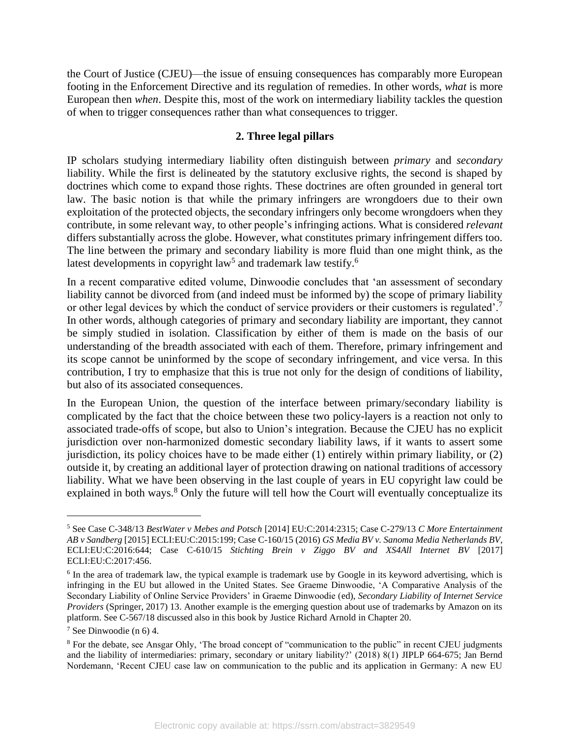the Court of Justice (CJEU)—the issue of ensuing consequences has comparably more European footing in the Enforcement Directive and its regulation of remedies. In other words, *what* is more European then *when*. Despite this, most of the work on intermediary liability tackles the question of when to trigger consequences rather than what consequences to trigger.

## 2. Three legal pillars

IP scholars studying intermediary liability often distinguish between *primary* and *secondary* liability. While the first is delineated by the statutory exclusive rights, the second is shaped by doctrines which come to expand those rights. These doctrines are often grounded in general tort law. The basic notion is that while the primary infringers are wrongdoers due to their own exploitation of the protected objects, the secondary infringers only become wrongdoers when they contribute, in some relevant way, to other people's infringing actions. What is considered *relevant* differs substantially across the globe. However, what constitutes primary infringement differs too. The line between the primary and secondary liability is more fluid than one might think, as the latest developments in copyright law[5] and trademark law testify.[6]

In a recent comparative edited volume, Dinwoodie concludes that 'an assessment of secondary liability cannot be divorced from (and indeed must be informed by) the scope of primary liability or other legal devices by which the conduct of service providers or their customers is regulated'.[7] In other words, although categories of primary and secondary liability are important, they cannot be simply studied in isolation. Classification by either of them is made on the basis of our understanding of the breadth associated with each of them. Therefore, primary infringement and its scope cannot be uninformed by the scope of secondary infringement, and vice versa. In this contribution, I try to emphasize that this is true not only for the design of conditions of liability, but also of its associated consequences.

In the European Union, the question of the interface between primary/secondary liability is complicated by the fact that the choice between these two policy-layers is a reaction not only to associated trade-offs of scope, but also to Union's integration. Because the CJEU has no explicit jurisdiction over non-harmonized domestic secondary liability laws, if it wants to assert some jurisdiction, its policy choices have to be made either (1) entirely within primary liability, or (2) outside it, by creating an additional layer of protection drawing on national traditions of accessory liability. What we have been observing in the last couple of years in EU copyright law could be explained in both ways.[8] Only the future will tell how the Court will eventually conceptualize its

---

[5] See Case C-348/13 *BestWater v Mebes and Potsch* [2014] EU:C:2014:2315; Case C-279/13 *C More Entertainment AB v Sandberg* [2015] ECLI:EU:C:2015:199; Case C-160/15 (2016) *GS Media BV v. Sanoma Media Netherlands BV*, ECLI:EU:C:2016:644; Case C-610/15 *Stichting Brein v Ziggo BV and XS4All Internet BV* [2017] ECLI:EU:C:2017:456.

[6] In the area of trademark law, the typical example is trademark use by Google in its keyword advertising, which is infringing in the EU but allowed in the United States. See Graeme Dinwoodie, 'A Comparative Analysis of the Secondary Liability of Online Service Providers' in Graeme Dinwoodie (ed), *Secondary Liability of Internet Service Providers* (Springer, 2017) 13. Another example is the emerging question about use of trademarks by Amazon on its platform. See C-567/18 discussed also in this book by Justice Richard Arnold in Chapter 20.

[7] See Dinwoodie (n 6) 4.

[8] For the debate, see Ansgar Ohly, 'The broad concept of "communication to the public" in recent CJEU judgments and the liability of intermediaries: primary, secondary or unitary liability?' (2018) 8(1) JIPLP 664-675; Jan Bernd Nordemann, 'Recent CJEU case law on communication to the public and its application in Germany: A new EU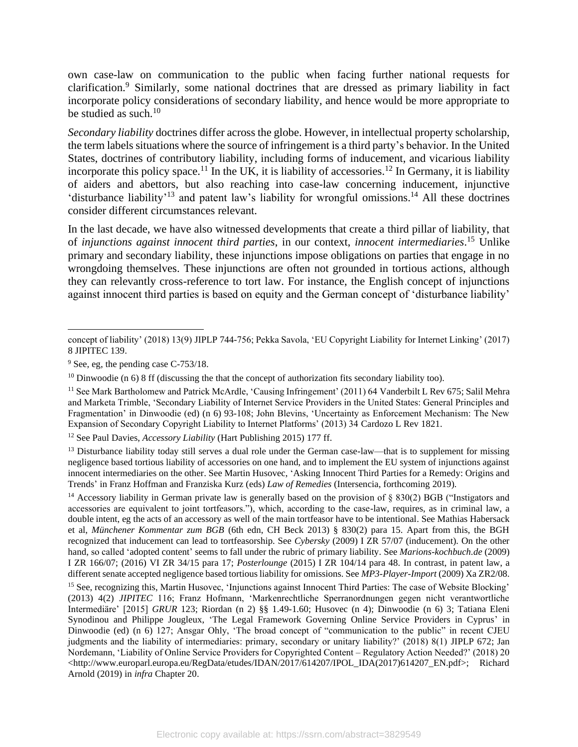own case-law on communication to the public when facing further national requests for clarification.[9] Similarly, some national doctrines that are dressed as primary liability in fact incorporate policy considerations of secondary liability, and hence would be more appropriate to be studied as such.[10]

*Secondary liability* doctrines differ across the globe. However, in intellectual property scholarship, the term labels situations where the source of infringement is a third party's behavior. In the United States, doctrines of contributory liability, including forms of inducement, and vicarious liability incorporate this policy space.[11] In the UK, it is liability of accessories.[12] In Germany, it is liability of aiders and abettors, but also reaching into case-law concerning inducement, injunctive 'disturbance liability'[13] and patent law's liability for wrongful omissions.[14] All these doctrines consider different circumstances relevant.

In the last decade, we have also witnessed developments that create a third pillar of liability, that of *injunctions against innocent third parties*, in our context, *innocent intermediaries*.[15] Unlike primary and secondary liability, these injunctions impose obligations on parties that engage in no wrongdoing themselves. These injunctions are often not grounded in tortious actions, although they can relevantly cross-reference to tort law. For instance, the English concept of injunctions against innocent third parties is based on equity and the German concept of 'disturbance liability'

---

concept of liability' (2018) 13(9) JIPLP 744-756; Pekka Savola, 'EU Copyright Liability for Internet Linking' (2017) 8 JIPITEC 139.

[9] See, eg, the pending case C-753/18.

[10] Dinwoodie (n 6) 8 ff (discussing the that the concept of authorization fits secondary liability too).

[11] See Mark Bartholomew and Patrick McArdle, 'Causing Infringement' (2011) 64 Vanderbilt L Rev 675; Salil Mehra and Marketa Trimble, 'Secondary Liability of Internet Service Providers in the United States: General Principles and Fragmentation' in Dinwoodie (ed) (n 6) 93-108; John Blevins, 'Uncertainty as Enforcement Mechanism: The New Expansion of Secondary Copyright Liability to Internet Platforms' (2013) 34 Cardozo L Rev 1821.

[12] See Paul Davies, *Accessory Liability* (Hart Publishing 2015) 177 ff.

[13] Disturbance liability today still serves a dual role under the German case-law—that is to supplement for missing negligence based tortious liability of accessories on one hand, and to implement the EU system of injunctions against innocent intermediaries on the other. See Martin Husovec, 'Asking Innocent Third Parties for a Remedy: Origins and Trends' in Franz Hoffman and Franziska Kurz (eds) *Law of Remedies* (Intersencia, forthcoming 2019).

[14] Accessory liability in German private law is generally based on the provision of § 830(2) BGB ("Instigators and accessories are equivalent to joint tortfeasors."), which, according to the case-law, requires, as in criminal law, a double intent, eg the acts of an accessory as well of the main tortfeasor have to be intentional. See Mathias Habersack et al, *Münchener Kommentar zum BGB* (6th edn, CH Beck 2013) § 830(2) para 15. Apart from this, the BGH recognized that inducement can lead to tortfeasorship. See *Cybersky* (2009) I ZR 57/07 (inducement). On the other hand, so called 'adopted content' seems to fall under the rubric of primary liability. See *Marions-kochbuch.de* (2009) I ZR 166/07; (2016) VI ZR 34/15 para 17; *Posterlounge* (2015) I ZR 104/14 para 48. In contrast, in patent law, a different senate accepted negligence based tortious liability for omissions. See *MP3-Player-Import* (2009) Xa ZR2/08.

[15] See, recognizing this, Martin Husovec, 'Injunctions against Innocent Third Parties: The case of Website Blocking' (2013) 4(2) *JIPITEC* 116; Franz Hofmann, 'Markenrechtliche Sperranordnungen gegen nicht verantwortliche Intermediäre' [2015] *GRUR* 123; Riordan (n 2) §§ 1.49-1.60; Husovec (n 4); Dinwoodie (n 6) 3; Tatiana Eleni Synodinou and Philippe Jougleux, 'The Legal Framework Governing Online Service Providers in Cyprus' in Dinwoodie (ed) (n 6) 127; Ansgar Ohly, 'The broad concept of "communication to the public" in recent CJEU judgments and the liability of intermediaries: primary, secondary or unitary liability?' (2018) 8(1) JIPLP 672; Jan Nordemann, 'Liability of Online Service Providers for Copyrighted Content – Regulatory Action Needed?' (2018) 20 <http://www.europarl.europa.eu/RegData/etudes/IDAN/2017/614207/IPOL_IDA(2017)614207_EN.pdf>; Richard Arnold (2019) in *infra* Chapter 20.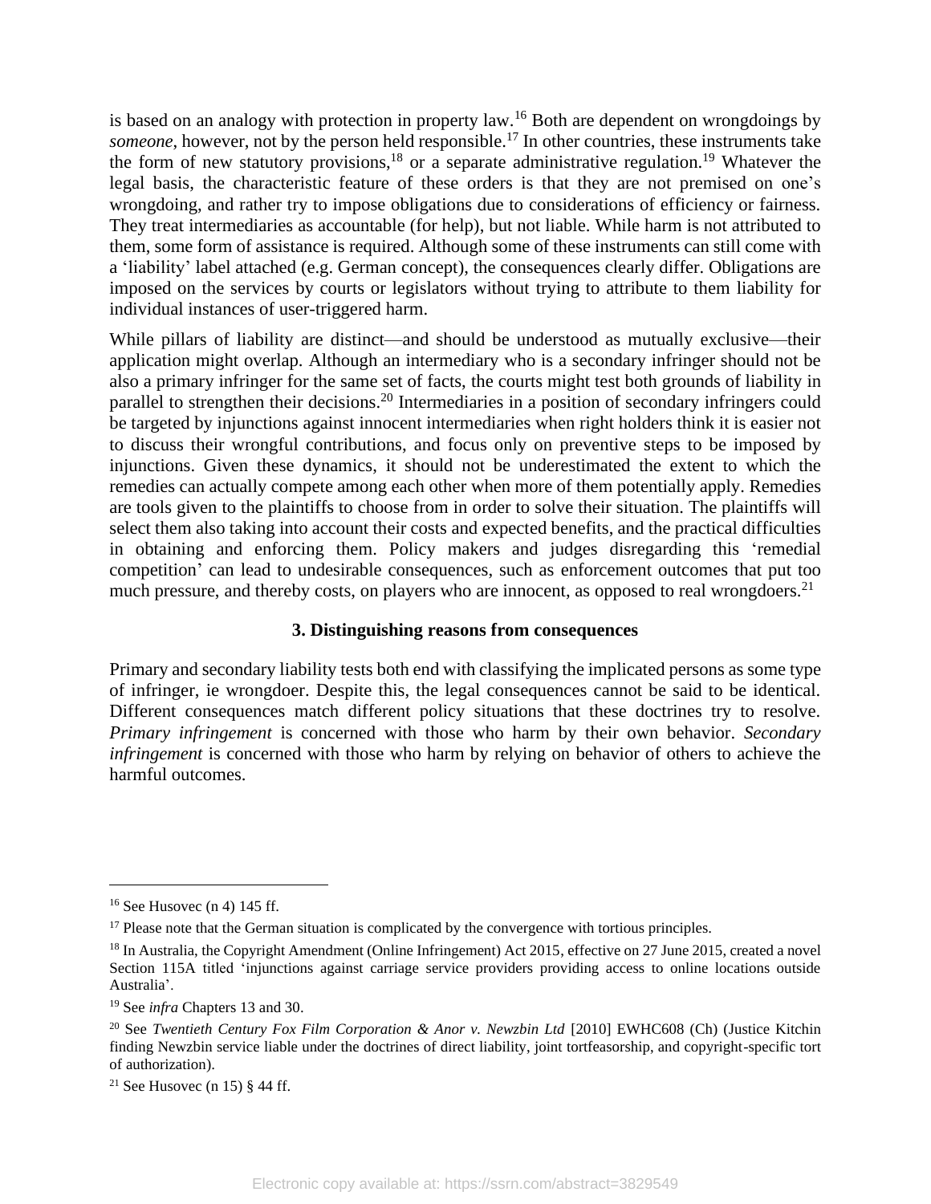is based on an analogy with protection in property law.[16] Both are dependent on wrongdoings by *someone*, however, not by the person held responsible.[17] In other countries, these instruments take the form of new statutory provisions,[18] or a separate administrative regulation.[19] Whatever the legal basis, the characteristic feature of these orders is that they are not premised on one's wrongdoing, and rather try to impose obligations due to considerations of efficiency or fairness. They treat intermediaries as accountable (for help), but not liable. While harm is not attributed to them, some form of assistance is required. Although some of these instruments can still come with a 'liability' label attached (e.g. German concept), the consequences clearly differ. Obligations are imposed on the services by courts or legislators without trying to attribute to them liability for individual instances of user-triggered harm.

While pillars of liability are distinct—and should be understood as mutually exclusive—their application might overlap. Although an intermediary who is a secondary infringer should not be also a primary infringer for the same set of facts, the courts might test both grounds of liability in parallel to strengthen their decisions.[20] Intermediaries in a position of secondary infringers could be targeted by injunctions against innocent intermediaries when right holders think it is easier not to discuss their wrongful contributions, and focus only on preventive steps to be imposed by injunctions. Given these dynamics, it should not be underestimated the extent to which the remedies can actually compete among each other when more of them potentially apply. Remedies are tools given to the plaintiffs to choose from in order to solve their situation. The plaintiffs will select them also taking into account their costs and expected benefits, and the practical difficulties in obtaining and enforcing them. Policy makers and judges disregarding this 'remedial competition' can lead to undesirable consequences, such as enforcement outcomes that put too much pressure, and thereby costs, on players who are innocent, as opposed to real wrongdoers.[21]

## 3. Distinguishing reasons from consequences

Primary and secondary liability tests both end with classifying the implicated persons as some type of infringer, ie wrongdoer. Despite this, the legal consequences cannot be said to be identical. Different consequences match different policy situations that these doctrines try to resolve. *Primary infringement* is concerned with those who harm by their own behavior. *Secondary infringement* is concerned with those who harm by relying on behavior of others to achieve the harmful outcomes.

---

[16] See Husovec (n 4) 145 ff.

[17] Please note that the German situation is complicated by the convergence with tortious principles.

[18] In Australia, the Copyright Amendment (Online Infringement) Act 2015, effective on 27 June 2015, created a novel Section 115A titled 'injunctions against carriage service providers providing access to online locations outside Australia'.

[19] See *infra* Chapters 13 and 30.

[20] See *Twentieth Century Fox Film Corporation & Anor v. Newzbin Ltd* [2010] EWHC608 (Ch) (Justice Kitchin finding Newzbin service liable under the doctrines of direct liability, joint tortfeasorship, and copyright-specific tort of authorization).

[21] See Husovec (n 15) § 44 ff.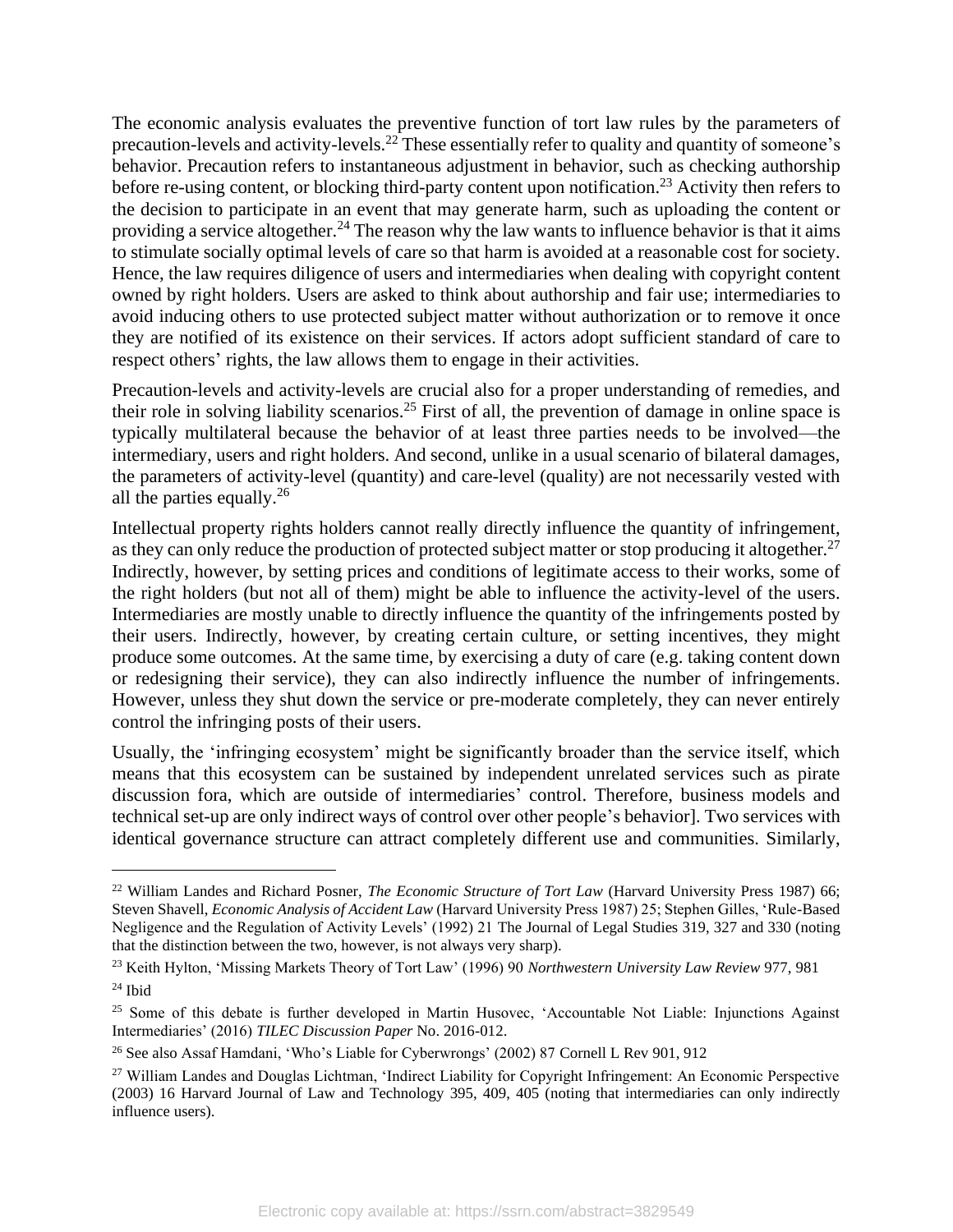The economic analysis evaluates the preventive function of tort law rules by the parameters of precaution-levels and activity-levels.[22] These essentially refer to quality and quantity of someone's behavior. Precaution refers to instantaneous adjustment in behavior, such as checking authorship before re-using content, or blocking third-party content upon notification.[23] Activity then refers to the decision to participate in an event that may generate harm, such as uploading the content or providing a service altogether.[24] The reason why the law wants to influence behavior is that it aims to stimulate socially optimal levels of care so that harm is avoided at a reasonable cost for society. Hence, the law requires diligence of users and intermediaries when dealing with copyright content owned by right holders. Users are asked to think about authorship and fair use; intermediaries to avoid inducing others to use protected subject matter without authorization or to remove it once they are notified of its existence on their services. If actors adopt sufficient standard of care to respect others' rights, the law allows them to engage in their activities.

Precaution-levels and activity-levels are crucial also for a proper understanding of remedies, and their role in solving liability scenarios.[25] First of all, the prevention of damage in online space is typically multilateral because the behavior of at least three parties needs to be involved—the intermediary, users and right holders. And second, unlike in a usual scenario of bilateral damages, the parameters of activity-level (quantity) and care-level (quality) are not necessarily vested with all the parties equally.[26]

Intellectual property rights holders cannot really directly influence the quantity of infringement, as they can only reduce the production of protected subject matter or stop producing it altogether.[27] Indirectly, however, by setting prices and conditions of legitimate access to their works, some of the right holders (but not all of them) might be able to influence the activity-level of the users. Intermediaries are mostly unable to directly influence the quantity of the infringements posted by their users. Indirectly, however, by creating certain culture, or setting incentives, they might produce some outcomes. At the same time, by exercising a duty of care (e.g. taking content down or redesigning their service), they can also indirectly influence the number of infringements. However, unless they shut down the service or pre-moderate completely, they can never entirely control the infringing posts of their users.

Usually, the 'infringing ecosystem' might be significantly broader than the service itself, which means that this ecosystem can be sustained by independent unrelated services such as pirate discussion fora, which are outside of intermediaries' control. Therefore, business models and technical set-up are only indirect ways of control over other people's behavior]. Two services with identical governance structure can attract completely different use and communities. Similarly,

---

[22] William Landes and Richard Posner, *The Economic Structure of Tort Law* (Harvard University Press 1987) 66; Steven Shavell, *Economic Analysis of Accident Law* (Harvard University Press 1987) 25; Stephen Gilles, 'Rule-Based Negligence and the Regulation of Activity Levels' (1992) 21 The Journal of Legal Studies 319, 327 and 330 (noting that the distinction between the two, however, is not always very sharp).

[23] Keith Hylton, 'Missing Markets Theory of Tort Law' (1996) 90 *Northwestern University Law Review* 977, 981

[24] Ibid

[25] Some of this debate is further developed in Martin Husovec, 'Accountable Not Liable: Injunctions Against Intermediaries' (2016) *TILEC Discussion Paper* No. 2016-012.

[26] See also Assaf Hamdani, 'Who's Liable for Cyberwrongs' (2002) 87 Cornell L Rev 901, 912

[27] William Landes and Douglas Lichtman, 'Indirect Liability for Copyright Infringement: An Economic Perspective (2003) 16 Harvard Journal of Law and Technology 395, 409, 405 (noting that intermediaries can only indirectly influence users).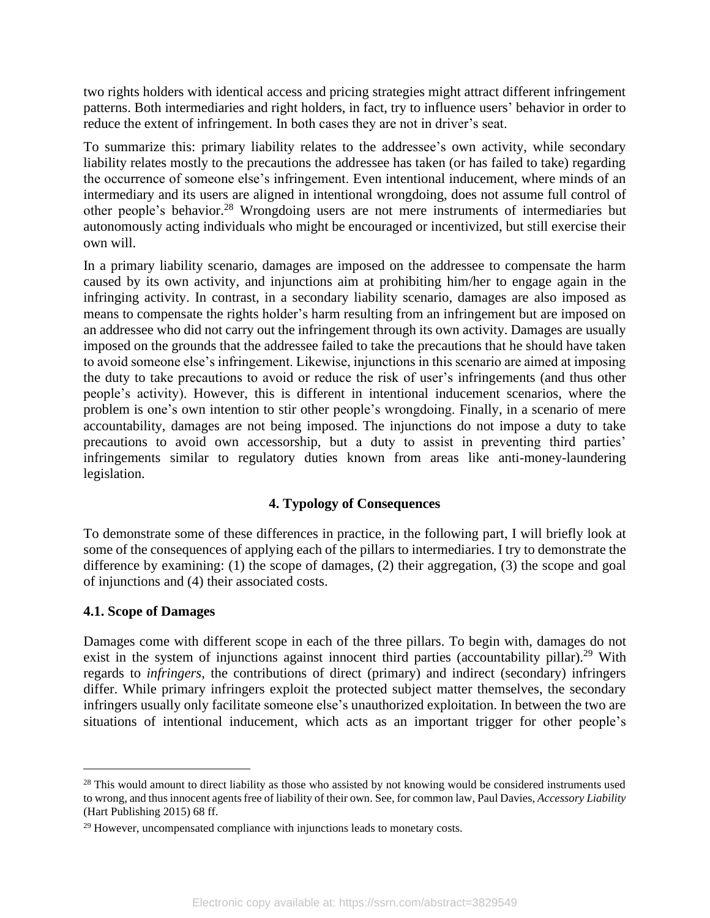two rights holders with identical access and pricing strategies might attract different infringement patterns. Both intermediaries and right holders, in fact, try to influence users' behavior in order to reduce the extent of infringement. In both cases they are not in driver's seat.

To summarize this: primary liability relates to the addressee's own activity, while secondary liability relates mostly to the precautions the addressee has taken (or has failed to take) regarding the occurrence of someone else's infringement. Even intentional inducement, where minds of an intermediary and its users are aligned in intentional wrongdoing, does not assume full control of other people's behavior.[28] Wrongdoing users are not mere instruments of intermediaries but autonomously acting individuals who might be encouraged or incentivized, but still exercise their own will.

In a primary liability scenario, damages are imposed on the addressee to compensate the harm caused by its own activity, and injunctions aim at prohibiting him/her to engage again in the infringing activity. In contrast, in a secondary liability scenario, damages are also imposed as means to compensate the rights holder's harm resulting from an infringement but are imposed on an addressee who did not carry out the infringement through its own activity. Damages are usually imposed on the grounds that the addressee failed to take the precautions that he should have taken to avoid someone else's infringement. Likewise, injunctions in this scenario are aimed at imposing the duty to take precautions to avoid or reduce the risk of user's infringements (and thus other people's activity). However, this is different in intentional inducement scenarios, where the problem is one's own intention to stir other people's wrongdoing. Finally, in a scenario of mere accountability, damages are not being imposed. The injunctions do not impose a duty to take precautions to avoid own accessorship, but a duty to assist in preventing third parties' infringements similar to regulatory duties known from areas like anti-money-laundering legislation.

## 4. Typology of Consequences

To demonstrate some of these differences in practice, in the following part, I will briefly look at some of the consequences of applying each of the pillars to intermediaries. I try to demonstrate the difference by examining: (1) the scope of damages, (2) their aggregation, (3) the scope and goal of injunctions and (4) their associated costs.

### 4.1. Scope of Damages

Damages come with different scope in each of the three pillars. To begin with, damages do not exist in the system of injunctions against innocent third parties (accountability pillar).[29] With regards to *infringers*, the contributions of direct (primary) and indirect (secondary) infringers differ. While primary infringers exploit the protected subject matter themselves, the secondary infringers usually only facilitate someone else's unauthorized exploitation. In between the two are situations of intentional inducement, which acts as an important trigger for other people's

---

[28] This would amount to direct liability as those who assisted by not knowing would be considered instruments used to wrong, and thus innocent agents free of liability of their own. See, for common law, Paul Davies, *Accessory Liability* (Hart Publishing 2015) 68 ff.

[29] However, uncompensated compliance with injunctions leads to monetary costs.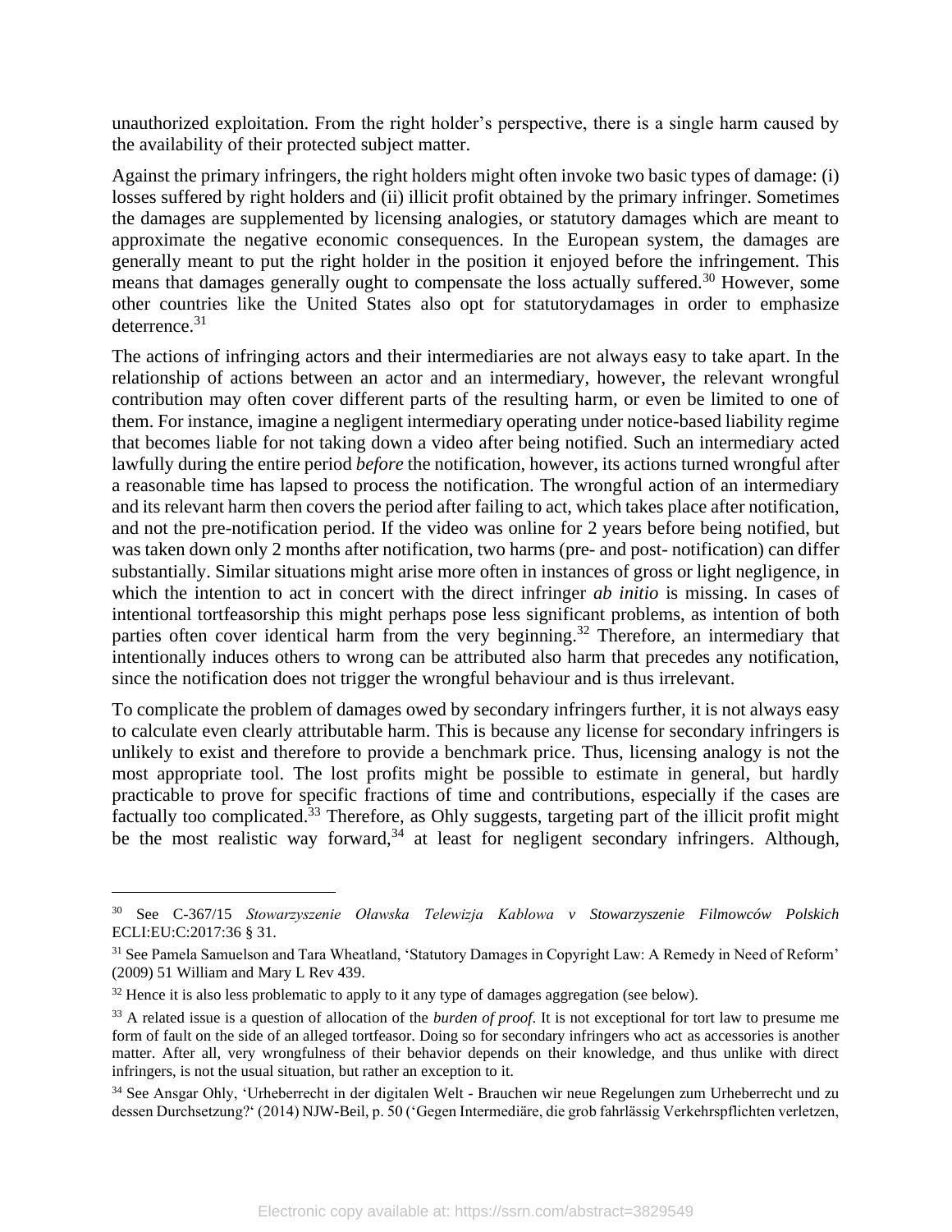unauthorized exploitation. From the right holder's perspective, there is a single harm caused by the availability of their protected subject matter.

Against the primary infringers, the right holders might often invoke two basic types of damage: (i) losses suffered by right holders and (ii) illicit profit obtained by the primary infringer. Sometimes the damages are supplemented by licensing analogies, or statutory damages which are meant to approximate the negative economic consequences. In the European system, the damages are generally meant to put the right holder in the position it enjoyed before the infringement. This means that damages generally ought to compensate the loss actually suffered.[30] However, some other countries like the United States also opt for statutorydamages in order to emphasize deterrence.[31]

The actions of infringing actors and their intermediaries are not always easy to take apart. In the relationship of actions between an actor and an intermediary, however, the relevant wrongful contribution may often cover different parts of the resulting harm, or even be limited to one of them. For instance, imagine a negligent intermediary operating under notice-based liability regime that becomes liable for not taking down a video after being notified. Such an intermediary acted lawfully during the entire period *before* the notification, however, its actions turned wrongful after a reasonable time has lapsed to process the notification. The wrongful action of an intermediary and its relevant harm then covers the period after failing to act, which takes place after notification, and not the pre-notification period. If the video was online for 2 years before being notified, but was taken down only 2 months after notification, two harms (pre- and post- notification) can differ substantially. Similar situations might arise more often in instances of gross or light negligence, in which the intention to act in concert with the direct infringer *ab initio* is missing. In cases of intentional tortfeasorship this might perhaps pose less significant problems, as intention of both parties often cover identical harm from the very beginning.[32] Therefore, an intermediary that intentionally induces others to wrong can be attributed also harm that precedes any notification, since the notification does not trigger the wrongful behaviour and is thus irrelevant.

To complicate the problem of damages owed by secondary infringers further, it is not always easy to calculate even clearly attributable harm. This is because any license for secondary infringers is unlikely to exist and therefore to provide a benchmark price. Thus, licensing analogy is not the most appropriate tool. The lost profits might be possible to estimate in general, but hardly practicable to prove for specific fractions of time and contributions, especially if the cases are factually too complicated.[33] Therefore, as Ohly suggests, targeting part of the illicit profit might be the most realistic way forward,[34] at least for negligent secondary infringers. Although,

---

[30] See C-367/15 *Stowarzyszenie Oławska Telewizja Kablowa v Stowarzyszenie Filmowców Polskich* ECLI:EU:C:2017:36 § 31.

[31] See Pamela Samuelson and Tara Wheatland, 'Statutory Damages in Copyright Law: A Remedy in Need of Reform' (2009) 51 William and Mary L Rev 439.

[32] Hence it is also less problematic to apply to it any type of damages aggregation (see below).

[33] A related issue is a question of allocation of the *burden of proof*. It is not exceptional for tort law to presume me form of fault on the side of an alleged tortfeasor. Doing so for secondary infringers who act as accessories is another matter. After all, very wrongfulness of their behavior depends on their knowledge, and thus unlike with direct infringers, is not the usual situation, but rather an exception to it.

[34] See Ansgar Ohly, 'Urheberrecht in der digitalen Welt - Brauchen wir neue Regelungen zum Urheberrecht und zu dessen Durchsetzung?' (2014) NJW-Beil, p. 50 ('Gegen Intermediäre, die grob fahrlässig Verkehrspflichten verletzen,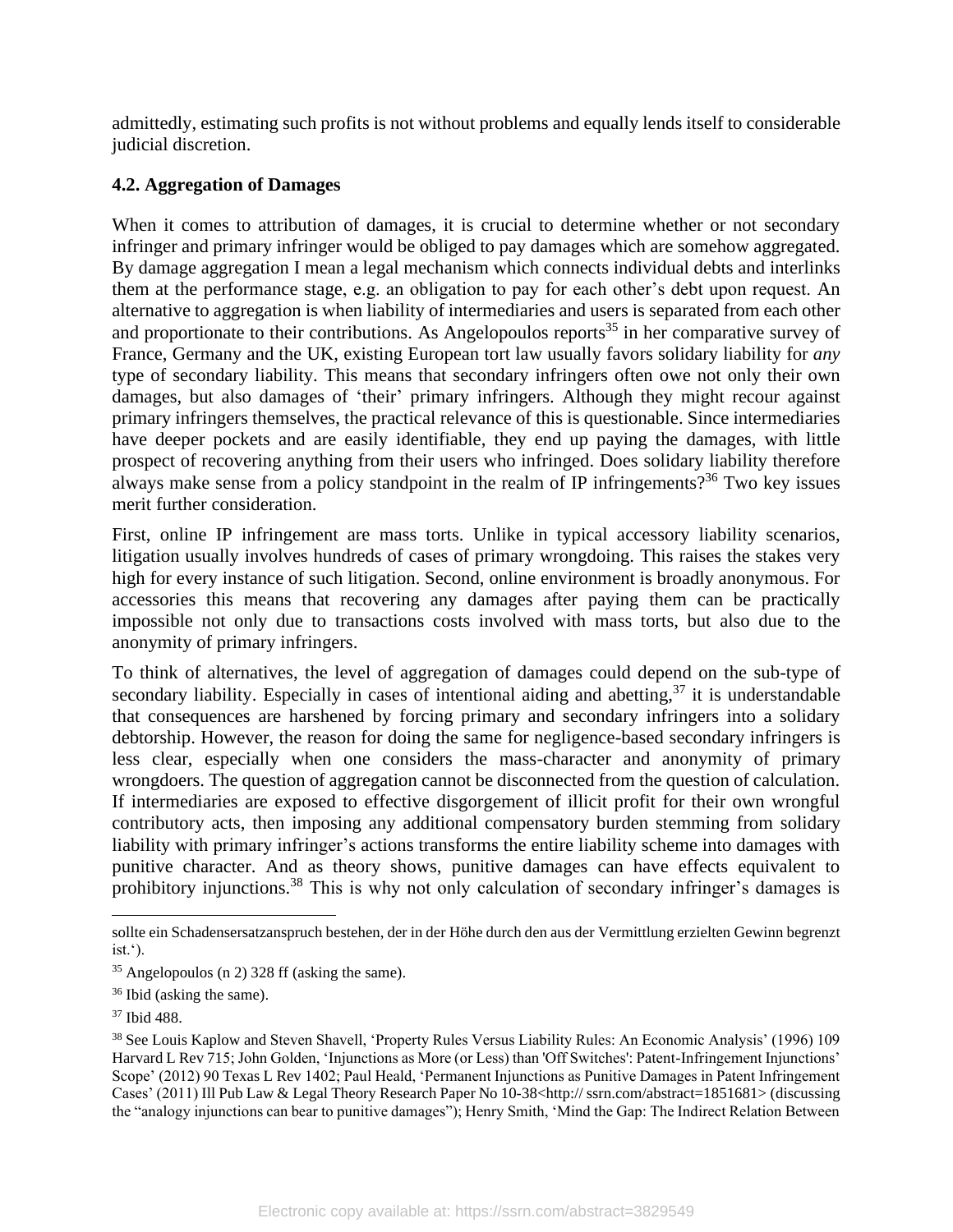admittedly, estimating such profits is not without problems and equally lends itself to considerable judicial discretion.

**4.2. Aggregation of Damages**

When it comes to attribution of damages, it is crucial to determine whether or not secondary infringer and primary infringer would be obliged to pay damages which are somehow aggregated. By damage aggregation I mean a legal mechanism which connects individual debts and interlinks them at the performance stage, e.g. an obligation to pay for each other's debt upon request. An alternative to aggregation is when liability of intermediaries and users is separated from each other and proportionate to their contributions. As Angelopoulos reports[35] in her comparative survey of France, Germany and the UK, existing European tort law usually favors solidary liability for *any* type of secondary liability. This means that secondary infringers often owe not only their own damages, but also damages of 'their' primary infringers. Although they might recour against primary infringers themselves, the practical relevance of this is questionable. Since intermediaries have deeper pockets and are easily identifiable, they end up paying the damages, with little prospect of recovering anything from their users who infringed. Does solidary liability therefore always make sense from a policy standpoint in the realm of IP infringements?[36] Two key issues merit further consideration.

First, online IP infringement are mass torts. Unlike in typical accessory liability scenarios, litigation usually involves hundreds of cases of primary wrongdoing. This raises the stakes very high for every instance of such litigation. Second, online environment is broadly anonymous. For accessories this means that recovering any damages after paying them can be practically impossible not only due to transactions costs involved with mass torts, but also due to the anonymity of primary infringers.

To think of alternatives, the level of aggregation of damages could depend on the sub-type of secondary liability. Especially in cases of intentional aiding and abetting,[37] it is understandable that consequences are harshened by forcing primary and secondary infringers into a solidary debtorship. However, the reason for doing the same for negligence-based secondary infringers is less clear, especially when one considers the mass-character and anonymity of primary wrongdoers. The question of aggregation cannot be disconnected from the question of calculation. If intermediaries are exposed to effective disgorgement of illicit profit for their own wrongful contributory acts, then imposing any additional compensatory burden stemming from solidary liability with primary infringer's actions transforms the entire liability scheme into damages with punitive character. And as theory shows, punitive damages can have effects equivalent to prohibitory injunctions.[38] This is why not only calculation of secondary infringer's damages is

---

sollte ein Schadensersatzanspruch bestehen, der in der Höhe durch den aus der Vermittlung erzielten Gewinn begrenzt ist.').

[35] Angelopoulos (n 2) 328 ff (asking the same).

[36] Ibid (asking the same).

[37] Ibid 488.

[38] See Louis Kaplow and Steven Shavell, 'Property Rules Versus Liability Rules: An Economic Analysis' (1996) 109 Harvard L Rev 715; John Golden, 'Injunctions as More (or Less) than 'Off Switches': Patent-Infringement Injunctions' Scope' (2012) 90 Texas L Rev 1402; Paul Heald, 'Permanent Injunctions as Punitive Damages in Patent Infringement Cases' (2011) Ill Pub Law & Legal Theory Research Paper No 10-38<http:// ssrn.com/abstract=1851681> (discussing the "analogy injunctions can bear to punitive damages"); Henry Smith, 'Mind the Gap: The Indirect Relation Between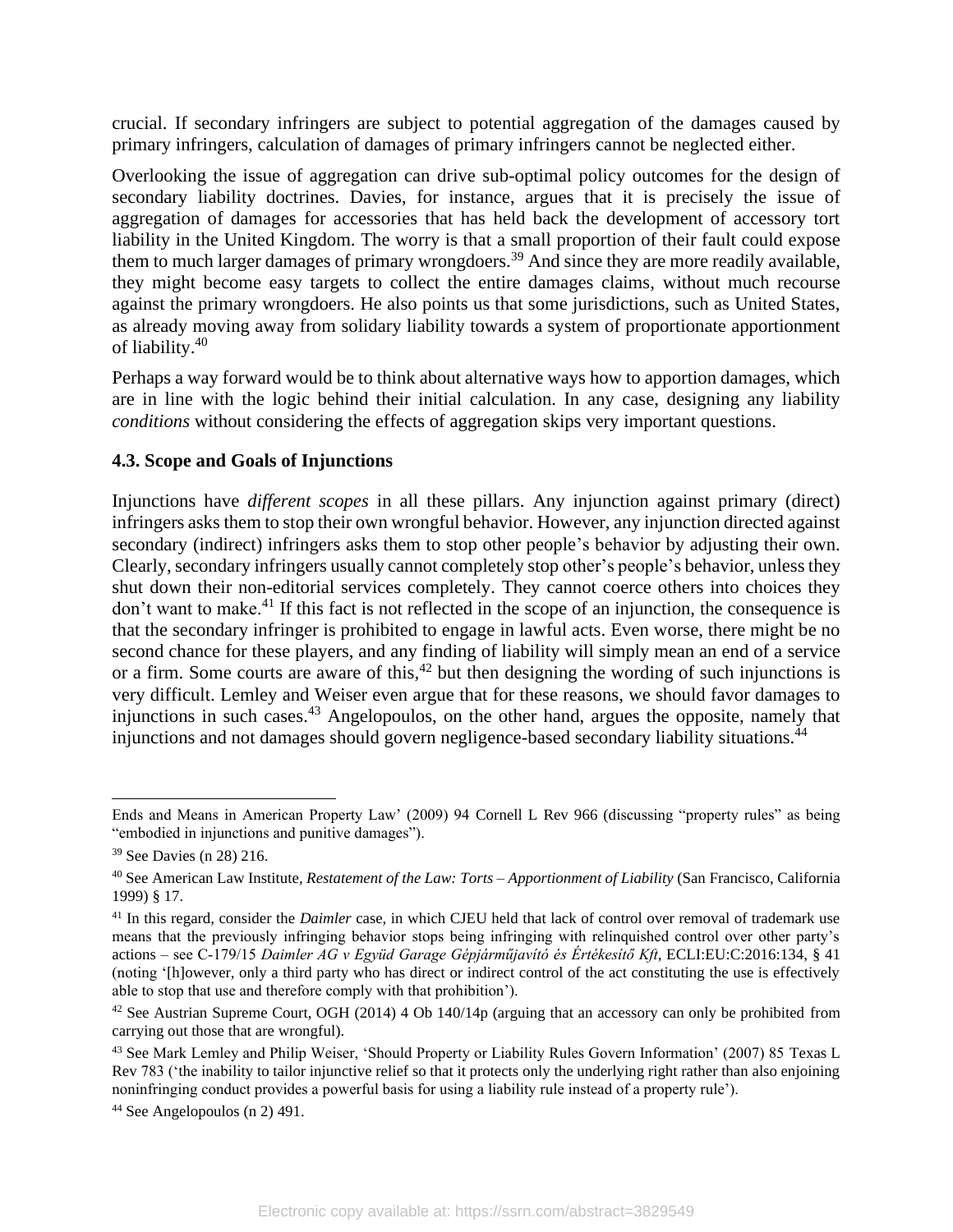crucial. If secondary infringers are subject to potential aggregation of the damages caused by primary infringers, calculation of damages of primary infringers cannot be neglected either.

Overlooking the issue of aggregation can drive sub-optimal policy outcomes for the design of secondary liability doctrines. Davies, for instance, argues that it is precisely the issue of aggregation of damages for accessories that has held back the development of accessory tort liability in the United Kingdom. The worry is that a small proportion of their fault could expose them to much larger damages of primary wrongdoers.[39] And since they are more readily available, they might become easy targets to collect the entire damages claims, without much recourse against the primary wrongdoers. He also points us that some jurisdictions, such as United States, as already moving away from solidary liability towards a system of proportionate apportionment of liability.[40]

Perhaps a way forward would be to think about alternative ways how to apportion damages, which are in line with the logic behind their initial calculation. In any case, designing any liability *conditions* without considering the effects of aggregation skips very important questions.

### 4.3. Scope and Goals of Injunctions

Injunctions have *different scopes* in all these pillars. Any injunction against primary (direct) infringers asks them to stop their own wrongful behavior. However, any injunction directed against secondary (indirect) infringers asks them to stop other people's behavior by adjusting their own. Clearly, secondary infringers usually cannot completely stop other's people's behavior, unless they shut down their non-editorial services completely. They cannot coerce others into choices they don't want to make.[41] If this fact is not reflected in the scope of an injunction, the consequence is that the secondary infringer is prohibited to engage in lawful acts. Even worse, there might be no second chance for these players, and any finding of liability will simply mean an end of a service or a firm. Some courts are aware of this,[42] but then designing the wording of such injunctions is very difficult. Lemley and Weiser even argue that for these reasons, we should favor damages to injunctions in such cases.[43] Angelopoulos, on the other hand, argues the opposite, namely that injunctions and not damages should govern negligence-based secondary liability situations.[44]

---

Ends and Means in American Property Law' (2009) 94 Cornell L Rev 966 (discussing "property rules" as being "embodied in injunctions and punitive damages").

[39] See Davies (n 28) 216.

[40] See American Law Institute, *Restatement of the Law: Torts – Apportionment of Liability* (San Francisco, California 1999) § 17.

[41] In this regard, consider the *Daimler* case, in which CJEU held that lack of control over removal of trademark use means that the previously infringing behavior stops being infringing with relinquished control over other party's actions – see C-179/15 *Daimler AG v Együd Garage Gépjárműjavító és Értékesítő Kft*, ECLI:EU:C:2016:134, § 41 (noting '[h]owever, only a third party who has direct or indirect control of the act constituting the use is effectively able to stop that use and therefore comply with that prohibition').

[42] See Austrian Supreme Court, OGH (2014) 4 Ob 140/14p (arguing that an accessory can only be prohibited from carrying out those that are wrongful).

[43] See Mark Lemley and Philip Weiser, 'Should Property or Liability Rules Govern Information' (2007) 85 Texas L Rev 783 ('the inability to tailor injunctive relief so that it protects only the underlying right rather than also enjoining noninfringing conduct provides a powerful basis for using a liability rule instead of a property rule').

[44] See Angelopoulos (n 2) 491.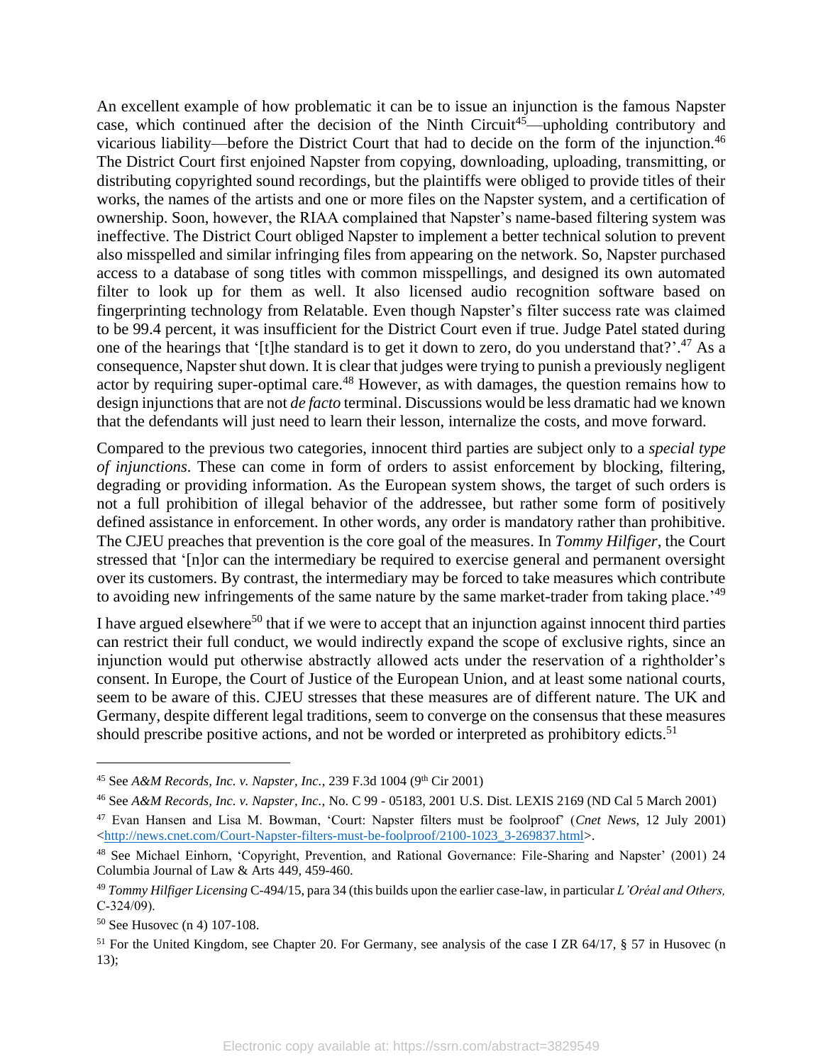An excellent example of how problematic it can be to issue an injunction is the famous Napster case, which continued after the decision of the Ninth Circuit[45]—upholding contributory and vicarious liability—before the District Court that had to decide on the form of the injunction.[46] The District Court first enjoined Napster from copying, downloading, uploading, transmitting, or distributing copyrighted sound recordings, but the plaintiffs were obliged to provide titles of their works, the names of the artists and one or more files on the Napster system, and a certification of ownership. Soon, however, the RIAA complained that Napster's name-based filtering system was ineffective. The District Court obliged Napster to implement a better technical solution to prevent also misspelled and similar infringing files from appearing on the network. So, Napster purchased access to a database of song titles with common misspellings, and designed its own automated filter to look up for them as well. It also licensed audio recognition software based on fingerprinting technology from Relatable. Even though Napster's filter success rate was claimed to be 99.4 percent, it was insufficient for the District Court even if true. Judge Patel stated during one of the hearings that '[t]he standard is to get it down to zero, do you understand that?'.[47] As a consequence, Napster shut down. It is clear that judges were trying to punish a previously negligent actor by requiring super-optimal care.[48] However, as with damages, the question remains how to design injunctions that are not *de facto* terminal. Discussions would be less dramatic had we known that the defendants will just need to learn their lesson, internalize the costs, and move forward.

Compared to the previous two categories, innocent third parties are subject only to a *special type of injunctions*. These can come in form of orders to assist enforcement by blocking, filtering, degrading or providing information. As the European system shows, the target of such orders is not a full prohibition of illegal behavior of the addressee, but rather some form of positively defined assistance in enforcement. In other words, any order is mandatory rather than prohibitive. The CJEU preaches that prevention is the core goal of the measures. In *Tommy Hilfiger*, the Court stressed that '[n]or can the intermediary be required to exercise general and permanent oversight over its customers. By contrast, the intermediary may be forced to take measures which contribute to avoiding new infringements of the same nature by the same market-trader from taking place.'[49]

I have argued elsewhere[50] that if we were to accept that an injunction against innocent third parties can restrict their full conduct, we would indirectly expand the scope of exclusive rights, since an injunction would put otherwise abstractly allowed acts under the reservation of a rightholder's consent. In Europe, the Court of Justice of the European Union, and at least some national courts, seem to be aware of this. CJEU stresses that these measures are of different nature. The UK and Germany, despite different legal traditions, seem to converge on the consensus that these measures should prescribe positive actions, and not be worded or interpreted as prohibitory edicts.[51]

---

[45] See *A&M Records, Inc. v. Napster, Inc.*, 239 F.3d 1004 (9th Cir 2001)

[46] See *A&M Records, Inc. v. Napster, Inc.*, No. C 99 - 05183, 2001 U.S. Dist. LEXIS 2169 (ND Cal 5 March 2001)

[47] Evan Hansen and Lisa M. Bowman, 'Court: Napster filters must be foolproof' (*Cnet News*, 12 July 2001) <http://news.cnet.com/Court-Napster-filters-must-be-foolproof/2100-1023_3-269837.html>.

[48] See Michael Einhorn, 'Copyright, Prevention, and Rational Governance: File-Sharing and Napster' (2001) 24 Columbia Journal of Law & Arts 449, 459-460.

[49] *Tommy Hilfiger Licensing* C-494/15, para 34 (this builds upon the earlier case-law, in particular *L'Oréal and Others*, C-324/09).

[50] See Husovec (n 4) 107-108.

[51] For the United Kingdom, see Chapter 20. For Germany, see analysis of the case I ZR 64/17, § 57 in Husovec (n 13);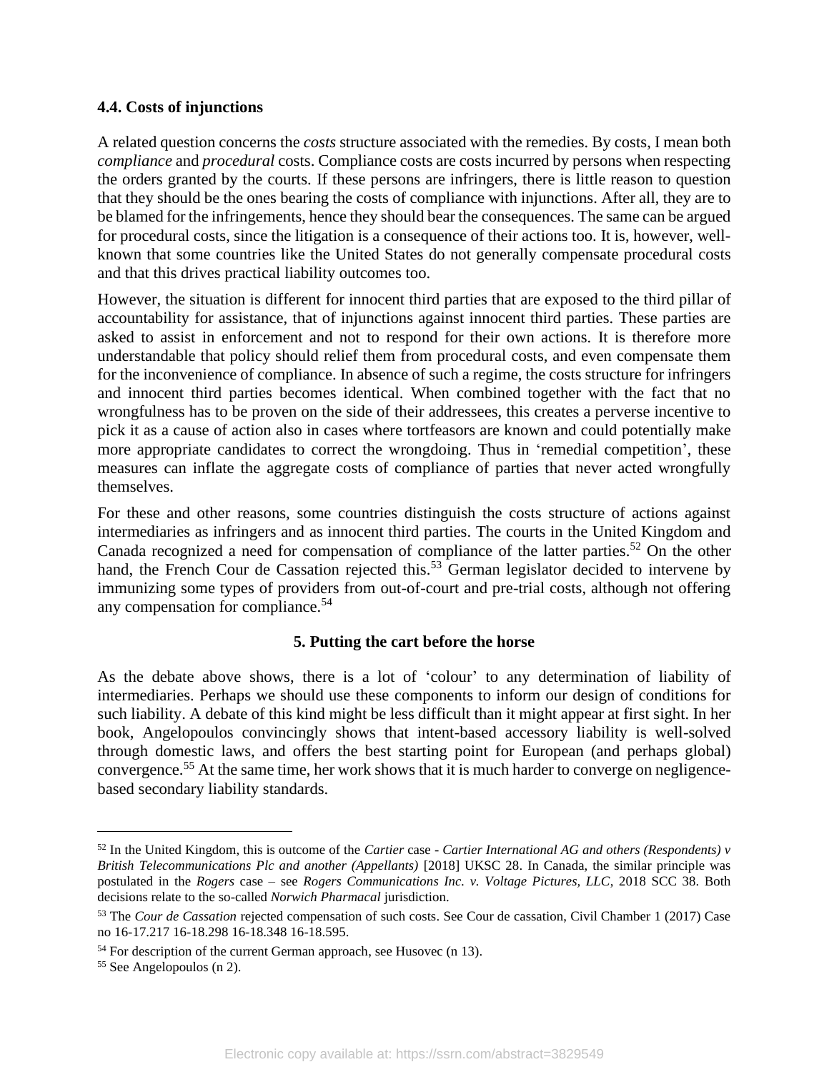### 4.4. Costs of injunctions

A related question concerns the *costs* structure associated with the remedies. By costs, I mean both *compliance* and *procedural* costs. Compliance costs are costs incurred by persons when respecting the orders granted by the courts. If these persons are infringers, there is little reason to question that they should be the ones bearing the costs of compliance with injunctions. After all, they are to be blamed for the infringements, hence they should bear the consequences. The same can be argued for procedural costs, since the litigation is a consequence of their actions too. It is, however, well-known that some countries like the United States do not generally compensate procedural costs and that this drives practical liability outcomes too.

However, the situation is different for innocent third parties that are exposed to the third pillar of accountability for assistance, that of injunctions against innocent third parties. These parties are asked to assist in enforcement and not to respond for their own actions. It is therefore more understandable that policy should relief them from procedural costs, and even compensate them for the inconvenience of compliance. In absence of such a regime, the costs structure for infringers and innocent third parties becomes identical. When combined together with the fact that no wrongfulness has to be proven on the side of their addressees, this creates a perverse incentive to pick it as a cause of action also in cases where tortfeasors are known and could potentially make more appropriate candidates to correct the wrongdoing. Thus in 'remedial competition', these measures can inflate the aggregate costs of compliance of parties that never acted wrongfully themselves.

For these and other reasons, some countries distinguish the costs structure of actions against intermediaries as infringers and as innocent third parties. The courts in the United Kingdom and Canada recognized a need for compensation of compliance of the latter parties.[52] On the other hand, the French Cour de Cassation rejected this.[53] German legislator decided to intervene by immunizing some types of providers from out-of-court and pre-trial costs, although not offering any compensation for compliance.[54]

## 5. Putting the cart before the horse

As the debate above shows, there is a lot of 'colour' to any determination of liability of intermediaries. Perhaps we should use these components to inform our design of conditions for such liability. A debate of this kind might be less difficult than it might appear at first sight. In her book, Angelopoulos convincingly shows that intent-based accessory liability is well-solved through domestic laws, and offers the best starting point for European (and perhaps global) convergence.[55] At the same time, her work shows that it is much harder to converge on negligence-based secondary liability standards.

---

[52] In the United Kingdom, this is outcome of the *Cartier* case - *Cartier International AG and others (Respondents) v British Telecommunications Plc and another (Appellants)* [2018] UKSC 28. In Canada, the similar principle was postulated in the *Rogers* case – see *Rogers Communications Inc. v. Voltage Pictures, LLC*, 2018 SCC 38. Both decisions relate to the so-called *Norwich Pharmacal* jurisdiction.

[53] The *Cour de Cassation* rejected compensation of such costs. See Cour de cassation, Civil Chamber 1 (2017) Case no 16-17.217 16-18.298 16-18.348 16-18.595.

[54] For description of the current German approach, see Husovec (n 13).

[55] See Angelopoulos (n 2).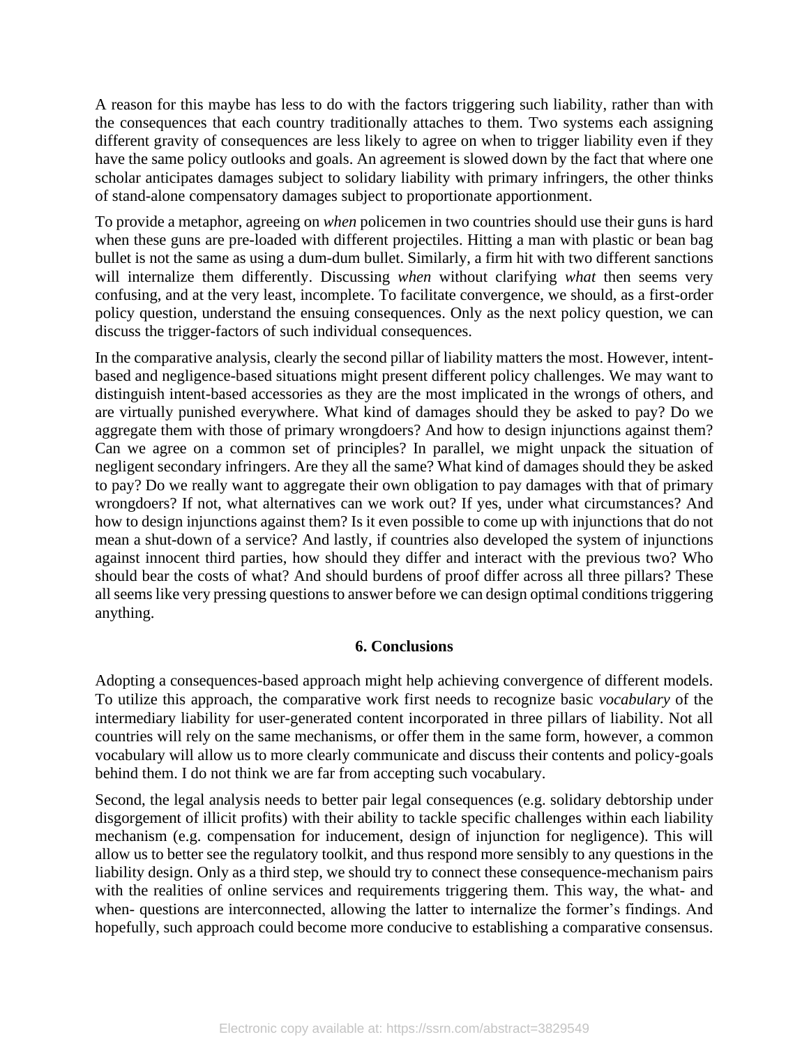A reason for this maybe has less to do with the factors triggering such liability, rather than with the consequences that each country traditionally attaches to them. Two systems each assigning different gravity of consequences are less likely to agree on when to trigger liability even if they have the same policy outlooks and goals. An agreement is slowed down by the fact that where one scholar anticipates damages subject to solidary liability with primary infringers, the other thinks of stand-alone compensatory damages subject to proportionate apportionment.

To provide a metaphor, agreeing on *when* policemen in two countries should use their guns is hard when these guns are pre-loaded with different projectiles. Hitting a man with plastic or bean bag bullet is not the same as using a dum-dum bullet. Similarly, a firm hit with two different sanctions will internalize them differently. Discussing *when* without clarifying *what* then seems very confusing, and at the very least, incomplete. To facilitate convergence, we should, as a first-order policy question, understand the ensuing consequences. Only as the next policy question, we can discuss the trigger-factors of such individual consequences.

In the comparative analysis, clearly the second pillar of liability matters the most. However, intent-based and negligence-based situations might present different policy challenges. We may want to distinguish intent-based accessories as they are the most implicated in the wrongs of others, and are virtually punished everywhere. What kind of damages should they be asked to pay? Do we aggregate them with those of primary wrongdoers? And how to design injunctions against them? Can we agree on a common set of principles? In parallel, we might unpack the situation of negligent secondary infringers. Are they all the same? What kind of damages should they be asked to pay? Do we really want to aggregate their own obligation to pay damages with that of primary wrongdoers? If not, what alternatives can we work out? If yes, under what circumstances? And how to design injunctions against them? Is it even possible to come up with injunctions that do not mean a shut-down of a service? And lastly, if countries also developed the system of injunctions against innocent third parties, how should they differ and interact with the previous two? Who should bear the costs of what? And should burdens of proof differ across all three pillars? These all seems like very pressing questions to answer before we can design optimal conditions triggering anything.

## 6. Conclusions

Adopting a consequences-based approach might help achieving convergence of different models. To utilize this approach, the comparative work first needs to recognize basic *vocabulary* of the intermediary liability for user-generated content incorporated in three pillars of liability. Not all countries will rely on the same mechanisms, or offer them in the same form, however, a common vocabulary will allow us to more clearly communicate and discuss their contents and policy-goals behind them. I do not think we are far from accepting such vocabulary.

Second, the legal analysis needs to better pair legal consequences (e.g. solidary debtorship under disgorgement of illicit profits) with their ability to tackle specific challenges within each liability mechanism (e.g. compensation for inducement, design of injunction for negligence). This will allow us to better see the regulatory toolkit, and thus respond more sensibly to any questions in the liability design. Only as a third step, we should try to connect these consequence-mechanism pairs with the realities of online services and requirements triggering them. This way, the what- and when- questions are interconnected, allowing the latter to internalize the former's findings. And hopefully, such approach could become more conducive to establishing a comparative consensus.